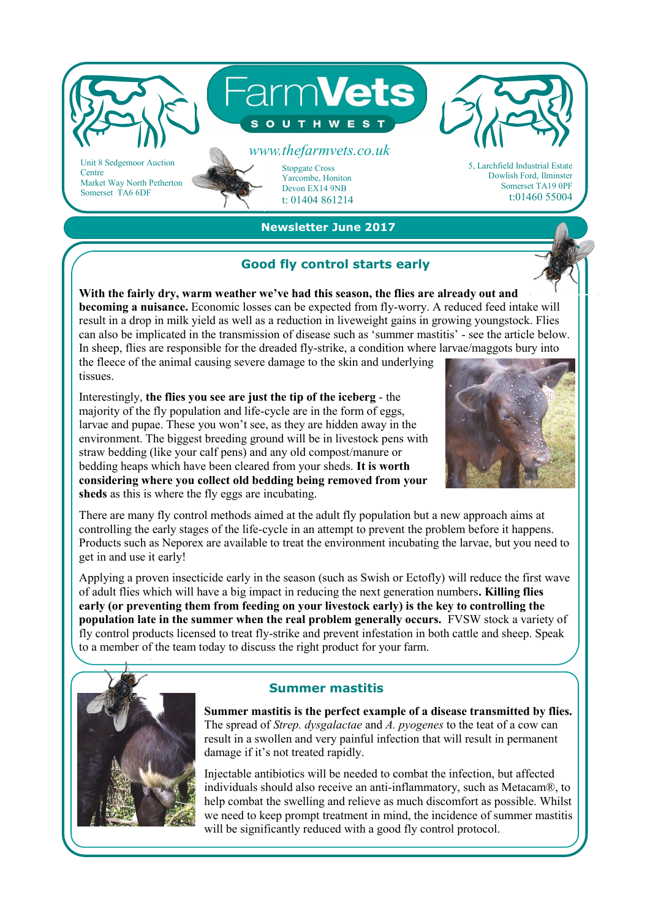# FarmVets SOUTH WEST

www.thefarmvets.co.uk

Unit 8 Sedgemoor Auction Centre
Market Way North Petherton
Somerset TA6 6DF

Stopgate Cross
Yarcombe, Honiton
Devon EX14 9NB
t: 01404 861214

5, Larchfield Industrial Estate
Dowlish Ford, Ilminster
Somerset TA19 0PF
t:01460 55004

**Newsletter June 2017**

## Good fly control starts early

**With the fairly dry, warm weather we've had this season, the flies are already out and becoming a nuisance.** Economic losses can be expected from fly-worry. A reduced feed intake will result in a drop in milk yield as well as a reduction in liveweight gains in growing youngstock. Flies can also be implicated in the transmission of disease such as 'summer mastitis' - see the article below. In sheep, flies are responsible for the dreaded fly-strike, a condition where larvae/maggots bury into the fleece of the animal causing severe damage to the skin and underlying tissues.

Interestingly, **the flies you see are just the tip of the iceberg** - the majority of the fly population and life-cycle are in the form of eggs, larvae and pupae. These you won't see, as they are hidden away in the environment. The biggest breeding ground will be in livestock pens with straw bedding (like your calf pens) and any old compost/manure or bedding heaps which have been cleared from your sheds. **It is worth considering where you collect old bedding being removed from your sheds** as this is where the fly eggs are incubating.

There are many fly control methods aimed at the adult fly population but a new approach aims at controlling the early stages of the life-cycle in an attempt to prevent the problem before it happens. Products such as Neporex are available to treat the environment incubating the larvae, but you need to get in and use it early!

Applying a proven insecticide early in the season (such as Swish or Ectofly) will reduce the first wave of adult flies which will have a big impact in reducing the next generation numbers**. Killing flies early (or preventing them from feeding on your livestock early) is the key to controlling the population late in the summer when the real problem generally occurs.** FVSW stock a variety of fly control products licensed to treat fly-strike and prevent infestation in both cattle and sheep. Speak to a member of the team today to discuss the right product for your farm.

## Summer mastitis

**Summer mastitis is the perfect example of a disease transmitted by flies.** The spread of *Strep. dysgalactae* and *A. pyogenes* to the teat of a cow can result in a swollen and very painful infection that will result in permanent damage if it's not treated rapidly.

Injectable antibiotics will be needed to combat the infection, but affected individuals should also receive an anti-inflammatory, such as Metacam®, to help combat the swelling and relieve as much discomfort as possible. Whilst we need to keep prompt treatment in mind, the incidence of summer mastitis will be significantly reduced with a good fly control protocol.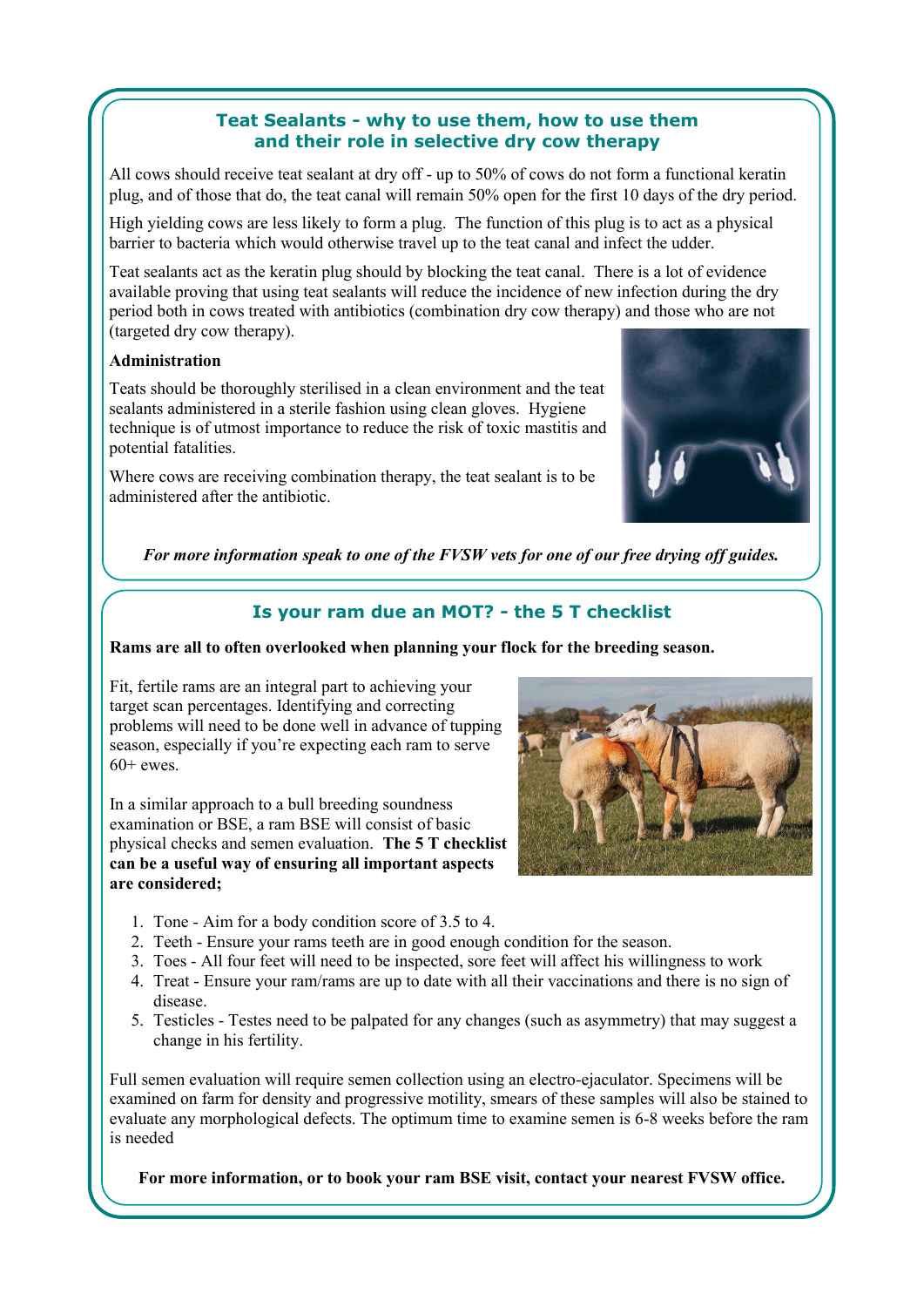## Teat Sealants - why to use them, how to use them and their role in selective dry cow therapy

All cows should receive teat sealant at dry off - up to 50% of cows do not form a functional keratin plug, and of those that do, the teat canal will remain 50% open for the first 10 days of the dry period.

High yielding cows are less likely to form a plug. The function of this plug is to act as a physical barrier to bacteria which would otherwise travel up to the teat canal and infect the udder.

Teat sealants act as the keratin plug should by blocking the teat canal. There is a lot of evidence available proving that using teat sealants will reduce the incidence of new infection during the dry period both in cows treated with antibiotics (combination dry cow therapy) and those who are not (targeted dry cow therapy).

**Administration**

Teats should be thoroughly sterilised in a clean environment and the teat sealants administered in a sterile fashion using clean gloves. Hygiene technique is of utmost importance to reduce the risk of toxic mastitis and potential fatalities.

Where cows are receiving combination therapy, the teat sealant is to be administered after the antibiotic.

***For more information speak to one of the FVSW vets for one of our free drying off guides.***

## Is your ram due an MOT? - the 5 T checklist

**Rams are all to often overlooked when planning your flock for the breeding season.**

Fit, fertile rams are an integral part to achieving your target scan percentages. Identifying and correcting problems will need to be done well in advance of tupping season, especially if you're expecting each ram to serve 60+ ewes.

In a similar approach to a bull breeding soundness examination or BSE, a ram BSE will consist of basic physical checks and semen evaluation. **The 5 T checklist can be a useful way of ensuring all important aspects are considered;**

1. Tone - Aim for a body condition score of 3.5 to 4.
2. Teeth - Ensure your rams teeth are in good enough condition for the season.
3. Toes - All four feet will need to be inspected, sore feet will affect his willingness to work
4. Treat - Ensure your ram/rams are up to date with all their vaccinations and there is no sign of disease.
5. Testicles - Testes need to be palpated for any changes (such as asymmetry) that may suggest a change in his fertility.

Full semen evaluation will require semen collection using an electro-ejaculator. Specimens will be examined on farm for density and progressive motility, smears of these samples will also be stained to evaluate any morphological defects. The optimum time to examine semen is 6-8 weeks before the ram is needed

**For more information, or to book your ram BSE visit, contact your nearest FVSW office.**